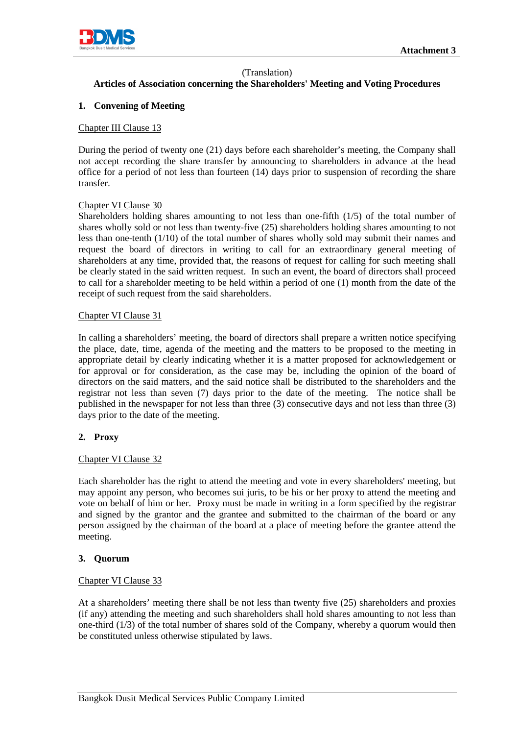Attachment 3

(Translation)

**Articles of Association concerning the Shareholders' Meeting and Voting Procedures**

## 1. Convening of Meeting

Chapter III Clause 13

During the period of twenty one (21) days before each shareholder's meeting, the Company shall not accept recording the share transfer by announcing to shareholders in advance at the head office for a period of not less than fourteen (14) days prior to suspension of recording the share transfer.

Chapter VI Clause 30

Shareholders holding shares amounting to not less than one-fifth (1/5) of the total number of shares wholly sold or not less than twenty-five (25) shareholders holding shares amounting to not less than one-tenth (1/10) of the total number of shares wholly sold may submit their names and request the board of directors in writing to call for an extraordinary general meeting of shareholders at any time, provided that, the reasons of request for calling for such meeting shall be clearly stated in the said written request. In such an event, the board of directors shall proceed to call for a shareholder meeting to be held within a period of one (1) month from the date of the receipt of such request from the said shareholders.

Chapter VI Clause 31

In calling a shareholders' meeting, the board of directors shall prepare a written notice specifying the place, date, time, agenda of the meeting and the matters to be proposed to the meeting in appropriate detail by clearly indicating whether it is a matter proposed for acknowledgement or for approval or for consideration, as the case may be, including the opinion of the board of directors on the said matters, and the said notice shall be distributed to the shareholders and the registrar not less than seven (7) days prior to the date of the meeting. The notice shall be published in the newspaper for not less than three (3) consecutive days and not less than three (3) days prior to the date of the meeting.

## 2. Proxy

Chapter VI Clause 32

Each shareholder has the right to attend the meeting and vote in every shareholders' meeting, but may appoint any person, who becomes sui juris, to be his or her proxy to attend the meeting and vote on behalf of him or her. Proxy must be made in writing in a form specified by the registrar and signed by the grantor and the grantee and submitted to the chairman of the board or any person assigned by the chairman of the board at a place of meeting before the grantee attend the meeting.

## 3. Quorum

Chapter VI Clause 33

At a shareholders' meeting there shall be not less than twenty five (25) shareholders and proxies (if any) attending the meeting and such shareholders shall hold shares amounting to not less than one-third (1/3) of the total number of shares sold of the Company, whereby a quorum would then be constituted unless otherwise stipulated by laws.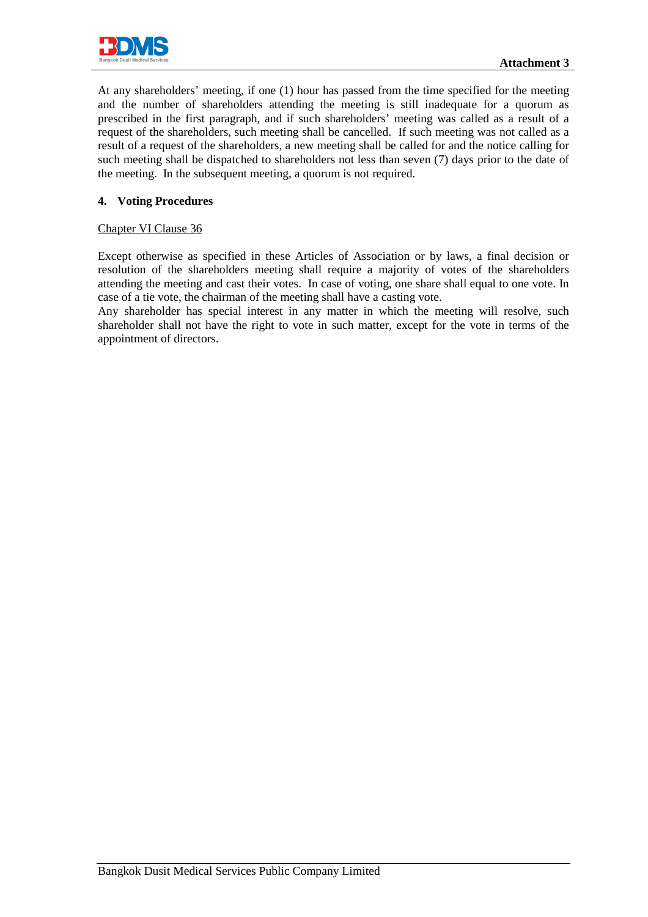At any shareholders' meeting, if one (1) hour has passed from the time specified for the meeting and the number of shareholders attending the meeting is still inadequate for a quorum as prescribed in the first paragraph, and if such shareholders' meeting was called as a result of a request of the shareholders, such meeting shall be cancelled. If such meeting was not called as a result of a request of the shareholders, a new meeting shall be called for and the notice calling for such meeting shall be dispatched to shareholders not less than seven (7) days prior to the date of the meeting. In the subsequent meeting, a quorum is not required.

**4. Voting Procedures**

Chapter VI Clause 36

Except otherwise as specified in these Articles of Association or by laws, a final decision or resolution of the shareholders meeting shall require a majority of votes of the shareholders attending the meeting and cast their votes. In case of voting, one share shall equal to one vote. In case of a tie vote, the chairman of the meeting shall have a casting vote.

Any shareholder has special interest in any matter in which the meeting will resolve, such shareholder shall not have the right to vote in such matter, except for the vote in terms of the appointment of directors.